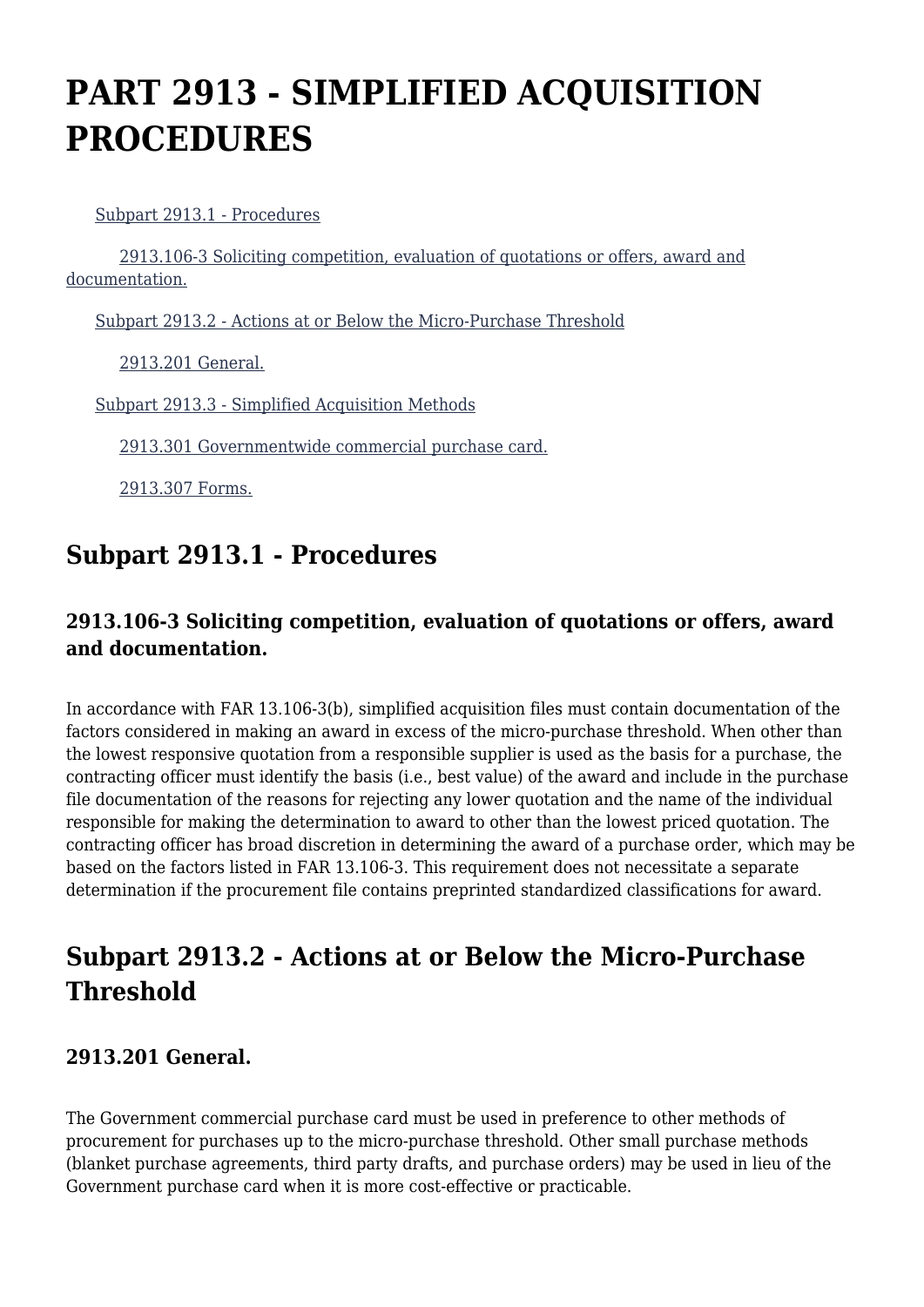# PART 2913 - SIMPLIFIED ACQUISITION PROCEDURES

Subpart 2913.1 - Procedures

2913.106-3 Soliciting competition, evaluation of quotations or offers, award and documentation.

Subpart 2913.2 - Actions at or Below the Micro-Purchase Threshold

2913.201 General.

Subpart 2913.3 - Simplified Acquisition Methods

2913.301 Governmentwide commercial purchase card.

2913.307 Forms.

## Subpart 2913.1 - Procedures

### 2913.106-3 Soliciting competition, evaluation of quotations or offers, award and documentation.

In accordance with FAR 13.106-3(b), simplified acquisition files must contain documentation of the factors considered in making an award in excess of the micro-purchase threshold. When other than the lowest responsive quotation from a responsible supplier is used as the basis for a purchase, the contracting officer must identify the basis (i.e., best value) of the award and include in the purchase file documentation of the reasons for rejecting any lower quotation and the name of the individual responsible for making the determination to award to other than the lowest priced quotation. The contracting officer has broad discretion in determining the award of a purchase order, which may be based on the factors listed in FAR 13.106-3. This requirement does not necessitate a separate determination if the procurement file contains preprinted standardized classifications for award.

## Subpart 2913.2 - Actions at or Below the Micro-Purchase Threshold

### 2913.201 General.

The Government commercial purchase card must be used in preference to other methods of procurement for purchases up to the micro-purchase threshold. Other small purchase methods (blanket purchase agreements, third party drafts, and purchase orders) may be used in lieu of the Government purchase card when it is more cost-effective or practicable.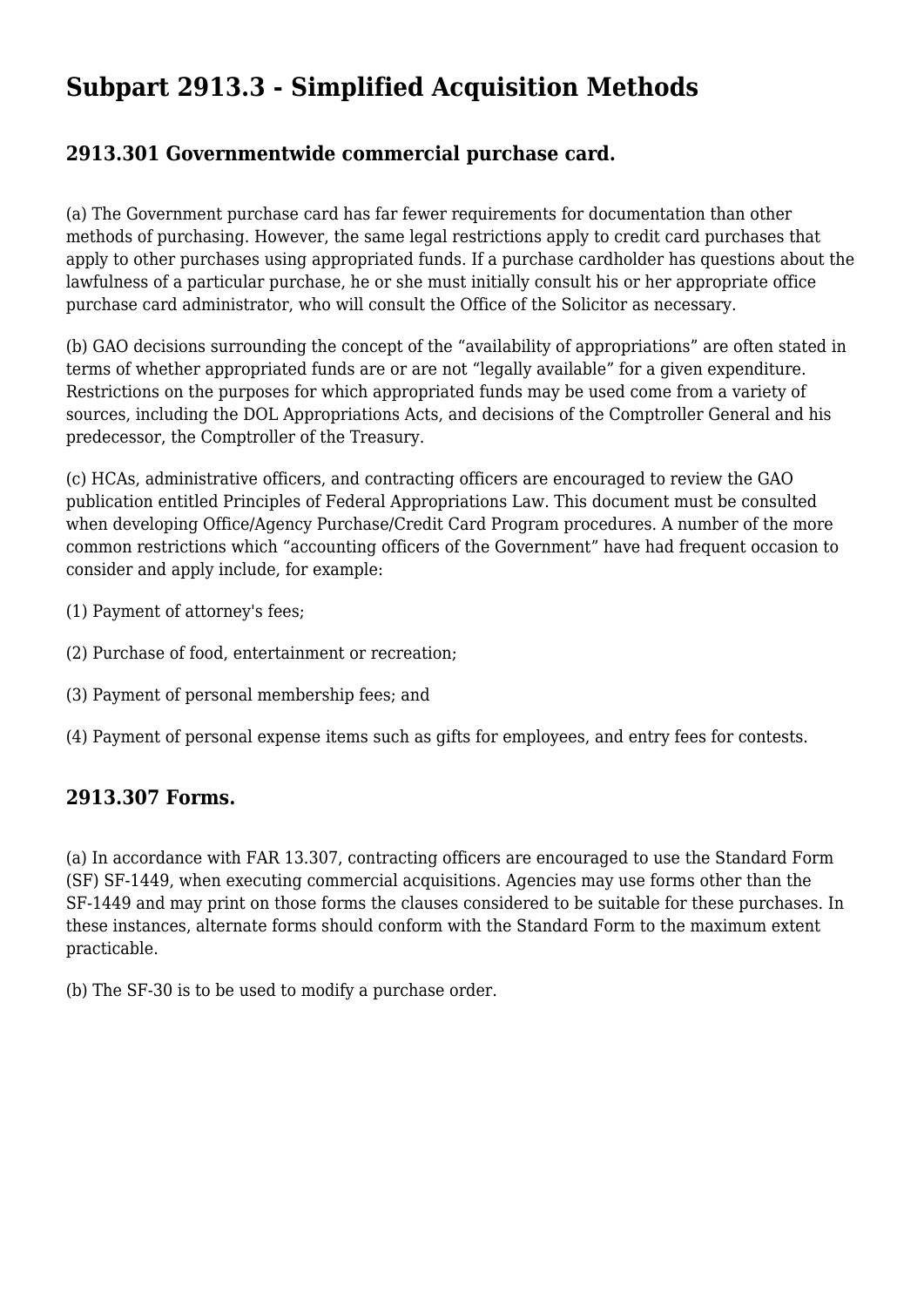# Subpart 2913.3 - Simplified Acquisition Methods

## 2913.301 Governmentwide commercial purchase card.

(a) The Government purchase card has far fewer requirements for documentation than other methods of purchasing. However, the same legal restrictions apply to credit card purchases that apply to other purchases using appropriated funds. If a purchase cardholder has questions about the lawfulness of a particular purchase, he or she must initially consult his or her appropriate office purchase card administrator, who will consult the Office of the Solicitor as necessary.

(b) GAO decisions surrounding the concept of the "availability of appropriations" are often stated in terms of whether appropriated funds are or are not "legally available" for a given expenditure. Restrictions on the purposes for which appropriated funds may be used come from a variety of sources, including the DOL Appropriations Acts, and decisions of the Comptroller General and his predecessor, the Comptroller of the Treasury.

(c) HCAs, administrative officers, and contracting officers are encouraged to review the GAO publication entitled Principles of Federal Appropriations Law. This document must be consulted when developing Office/Agency Purchase/Credit Card Program procedures. A number of the more common restrictions which "accounting officers of the Government" have had frequent occasion to consider and apply include, for example:

(1) Payment of attorney's fees;

(2) Purchase of food, entertainment or recreation;

(3) Payment of personal membership fees; and

(4) Payment of personal expense items such as gifts for employees, and entry fees for contests.

## 2913.307 Forms.

(a) In accordance with FAR 13.307, contracting officers are encouraged to use the Standard Form (SF) SF-1449, when executing commercial acquisitions. Agencies may use forms other than the SF-1449 and may print on those forms the clauses considered to be suitable for these purchases. In these instances, alternate forms should conform with the Standard Form to the maximum extent practicable.

(b) The SF-30 is to be used to modify a purchase order.